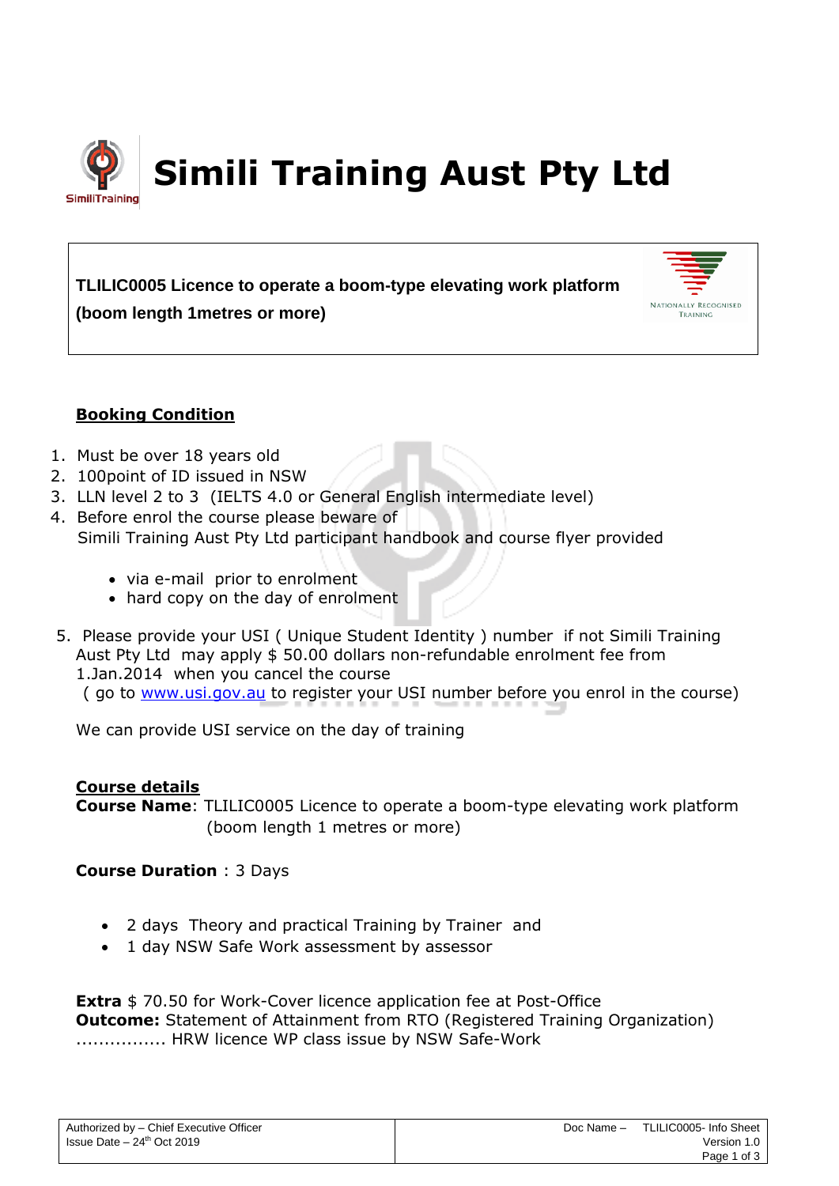# Simili Training Aust Pty Ltd

**TLILIC0005 Licence to operate a boom-type elevating work platform (boom length 1metres or more)**

## Booking Condition

1. Must be over 18 years old
2. 100point of ID issued in NSW
3. LLN level 2 to 3 (IELTS 4.0 or General English intermediate level)
4. Before enrol the course please beware of Simili Training Aust Pty Ltd participant handbook and course flyer provided
    - via e-mail prior to enrolment
    - hard copy on the day of enrolment
5. Please provide your USI ( Unique Student Identity ) number if not Simili Training Aust Pty Ltd may apply $ 50.00 dollars non-refundable enrolment fee from 1.Jan.2014 when you cancel the course ( go to www.usi.gov.au to register your USI number before you enrol in the course)

We can provide USI service on the day of training

## Course details

**Course Name**: TLILIC0005 Licence to operate a boom-type elevating work platform (boom length 1 metres or more)

**Course Duration** : 3 Days

- 2 days Theory and practical Training by Trainer and
- 1 day NSW Safe Work assessment by assessor

**Extra** $ 70.50 for Work-Cover licence application fee at Post-Office
**Outcome:** Statement of Attainment from RTO (Registered Training Organization)
................ HRW licence WP class issue by NSW Safe-Work

| Authorized by – Chief Executive Officer<br>Issue Date – 24th Oct 2019 | Doc Name – TLILIC0005- Info Sheet<br>Version 1.0 |
|---|---|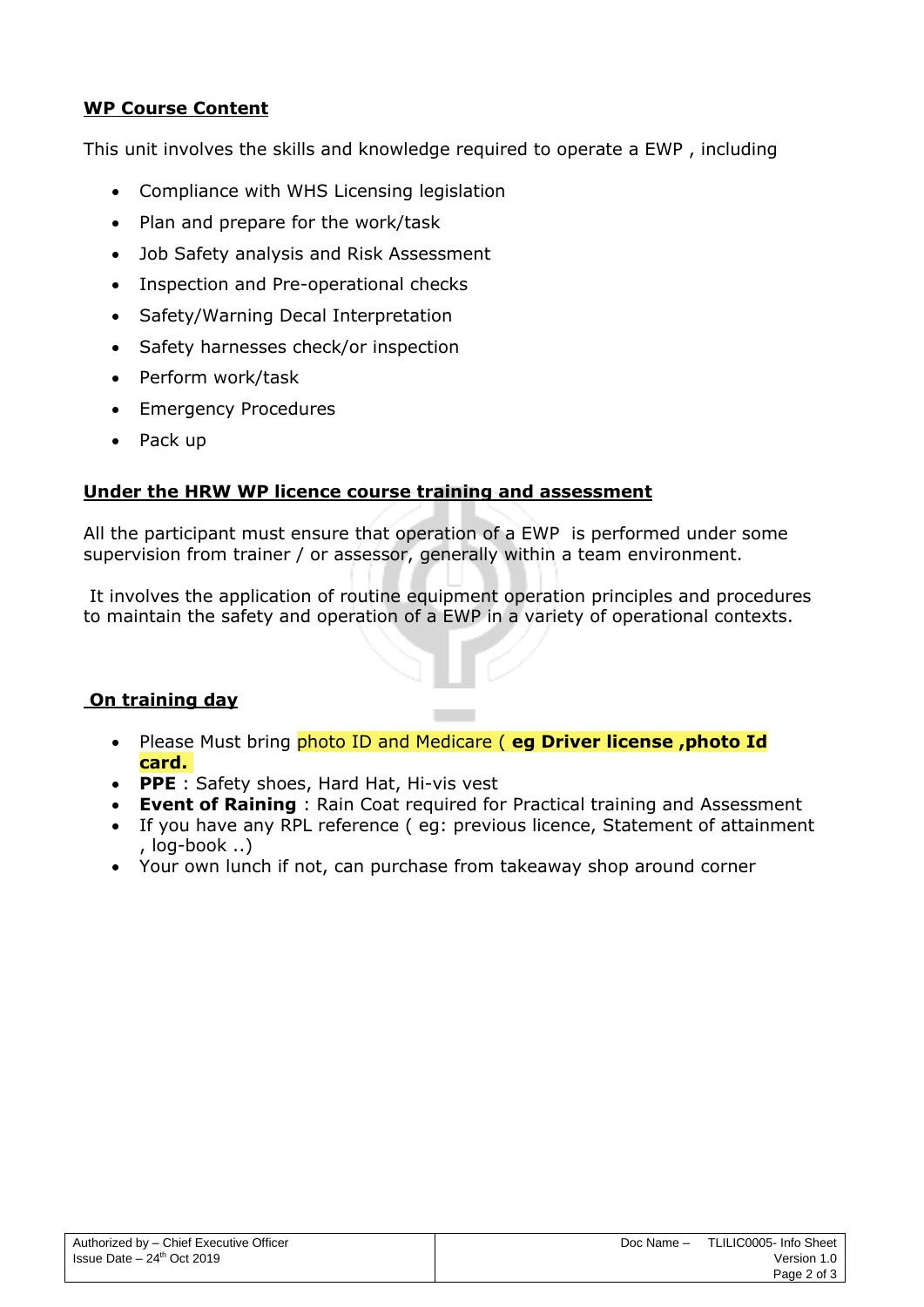**WP Course Content**

This unit involves the skills and knowledge required to operate a EWP , including

- Compliance with WHS Licensing legislation
- Plan and prepare for the work/task
- Job Safety analysis and Risk Assessment
- Inspection and Pre-operational checks
- Safety/Warning Decal Interpretation
- Safety harnesses check/or inspection
- Perform work/task
- Emergency Procedures
- Pack up

**Under the HRW WP licence course training and assessment**

All the participant must ensure that operation of a EWP is performed under some supervision from trainer / or assessor, generally within a team environment.

It involves the application of routine equipment operation principles and procedures to maintain the safety and operation of a EWP in a variety of operational contexts.

**On training day**

- Please Must bring photo ID and Medicare ( **eg Driver license ,photo Id card.**
- **PPE** : Safety shoes, Hard Hat, Hi-vis vest
- **Event of Raining** : Rain Coat required for Practical training and Assessment
- If you have any RPL reference ( eg: previous licence, Statement of attainment , log-book ..)
- Your own lunch if not, can purchase from takeaway shop around corner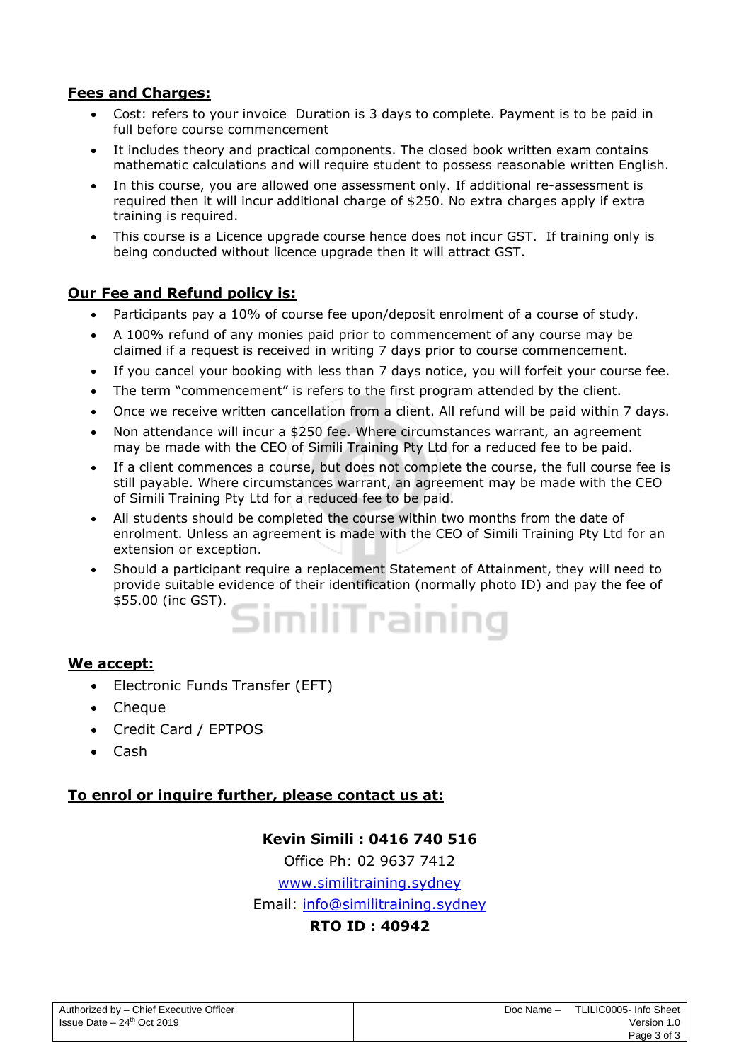## Fees and Charges:

- Cost: refers to your invoice  Duration is 3 days to complete. Payment is to be paid in full before course commencement
- It includes theory and practical components. The closed book written exam contains mathematic calculations and will require student to possess reasonable written English.
- In this course, you are allowed one assessment only. If additional re-assessment is required then it will incur additional charge of $250. No extra charges apply if extra training is required.
- This course is a Licence upgrade course hence does not incur GST.  If training only is being conducted without licence upgrade then it will attract GST.

## Our Fee and Refund policy is:

- Participants pay a 10% of course fee upon/deposit enrolment of a course of study.
- A 100% refund of any monies paid prior to commencement of any course may be claimed if a request is received in writing 7 days prior to course commencement.
- If you cancel your booking with less than 7 days notice, you will forfeit your course fee.
- The term "commencement" is refers to the first program attended by the client.
- Once we receive written cancellation from a client. All refund will be paid within 7 days.
- Non attendance will incur a $250 fee. Where circumstances warrant, an agreement may be made with the CEO of Simili Training Pty Ltd for a reduced fee to be paid.
- If a client commences a course, but does not complete the course, the full course fee is still payable. Where circumstances warrant, an agreement may be made with the CEO of Simili Training Pty Ltd for a reduced fee to be paid.
- All students should be completed the course within two months from the date of enrolment. Unless an agreement is made with the CEO of Simili Training Pty Ltd for an extension or exception.
- Should a participant require a replacement Statement of Attainment, they will need to provide suitable evidence of their identification (normally photo ID) and pay the fee of $55.00 (inc GST).

## We accept:

- Electronic Funds Transfer (EFT)
- Cheque
- Credit Card / EPTPOS
- Cash

## To enrol or inquire further, please contact us at:

**Kevin Simili : 0416 740 516**

Office Ph: 02 9637 7412

[www.similitraining.sydney](http://www.similitraining.sydney)

Email: [info@similitraining.sydney](mailto:info@similitraining.sydney)

**RTO ID : 40942**

| | |
|---|---|
| Authorized by – Chief Executive Officer<br>Issue Date – 24th Oct 2019 | Doc Name – TLILIC0005- Info Sheet<br>Version 1.0 |